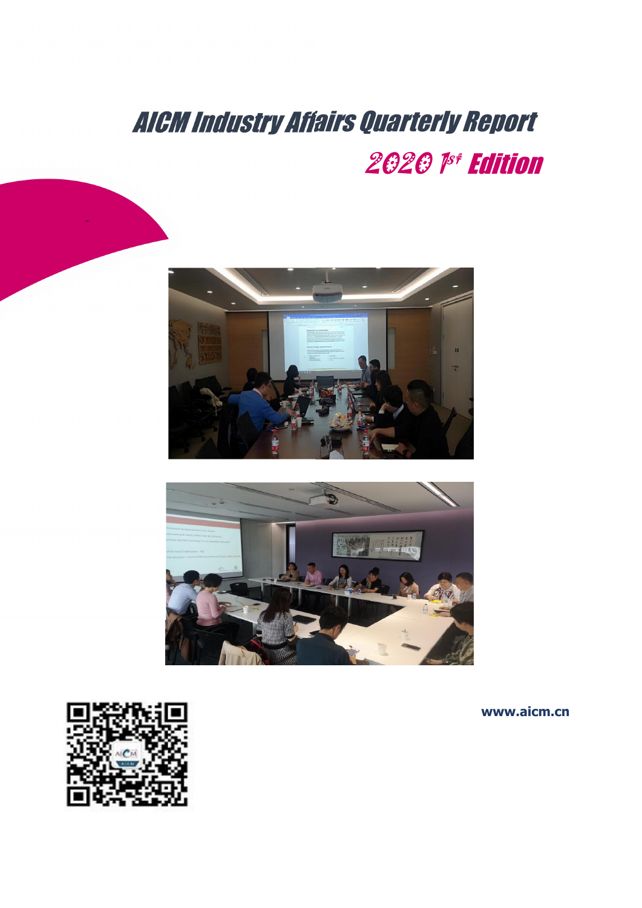# AICM Industry Affairs Quarterly Report

## 2020 1st Edition

www.aicm.cn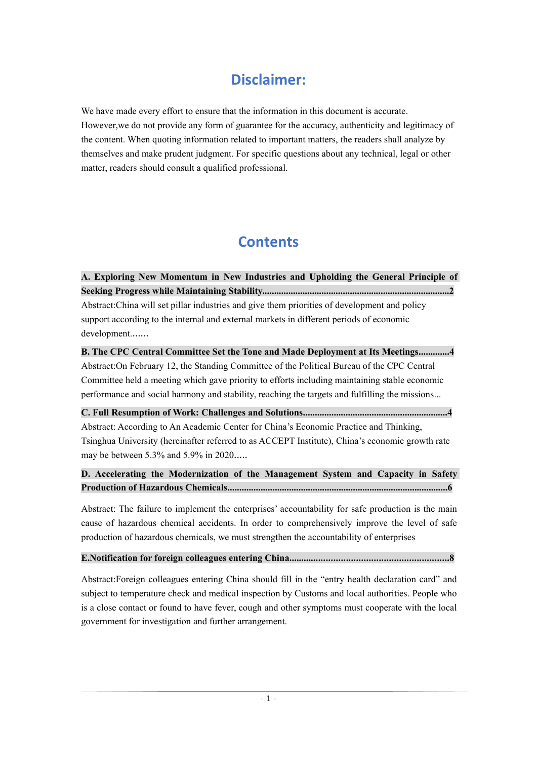# Disclaimer:

We have made every effort to ensure that the information in this document is accurate. However,we do not provide any form of guarantee for the accuracy, authenticity and legitimacy of the content. When quoting information related to important matters, the readers shall analyze by themselves and make prudent judgment. For specific questions about any technical, legal or other matter, readers should consult a qualified professional.

# Contents

**A. Exploring New Momentum in New Industries and Upholding the General Principle of Seeking Progress while Maintaining Stability..............................................................................2**

Abstract:China will set pillar industries and give them priorities of development and policy support according to the internal and external markets in different periods of economic development.......

**B. The CPC Central Committee Set the Tone and Made Deployment at Its Meetings.............4**

Abstract:On February 12, the Standing Committee of the Political Bureau of the CPC Central Committee held a meeting which gave priority to efforts including maintaining stable economic performance and social harmony and stability, reaching the targets and fulfilling the missions...

**C. Full Resumption of Work: Challenges and Solutions............................................................4**

Abstract: According to An Academic Center for China's Economic Practice and Thinking, Tsinghua University (hereinafter referred to as ACCEPT Institute), China's economic growth rate may be between 5.3% and 5.9% in 2020.....

**D. Accelerating the Modernization of the Management System and Capacity in Safety Production of Hazardous Chemicals............................................................................................6**

Abstract: The failure to implement the enterprises' accountability for safe production is the main cause of hazardous chemical accidents. In order to comprehensively improve the level of safe production of hazardous chemicals, we must strengthen the accountability of enterprises

**E.Notification for foreign colleagues entering China................................................................8**

Abstract:Foreign colleagues entering China should fill in the "entry health declaration card" and subject to temperature check and medical inspection by Customs and local authorities. People who is a close contact or found to have fever, cough and other symptoms must cooperate with the local government for investigation and further arrangement.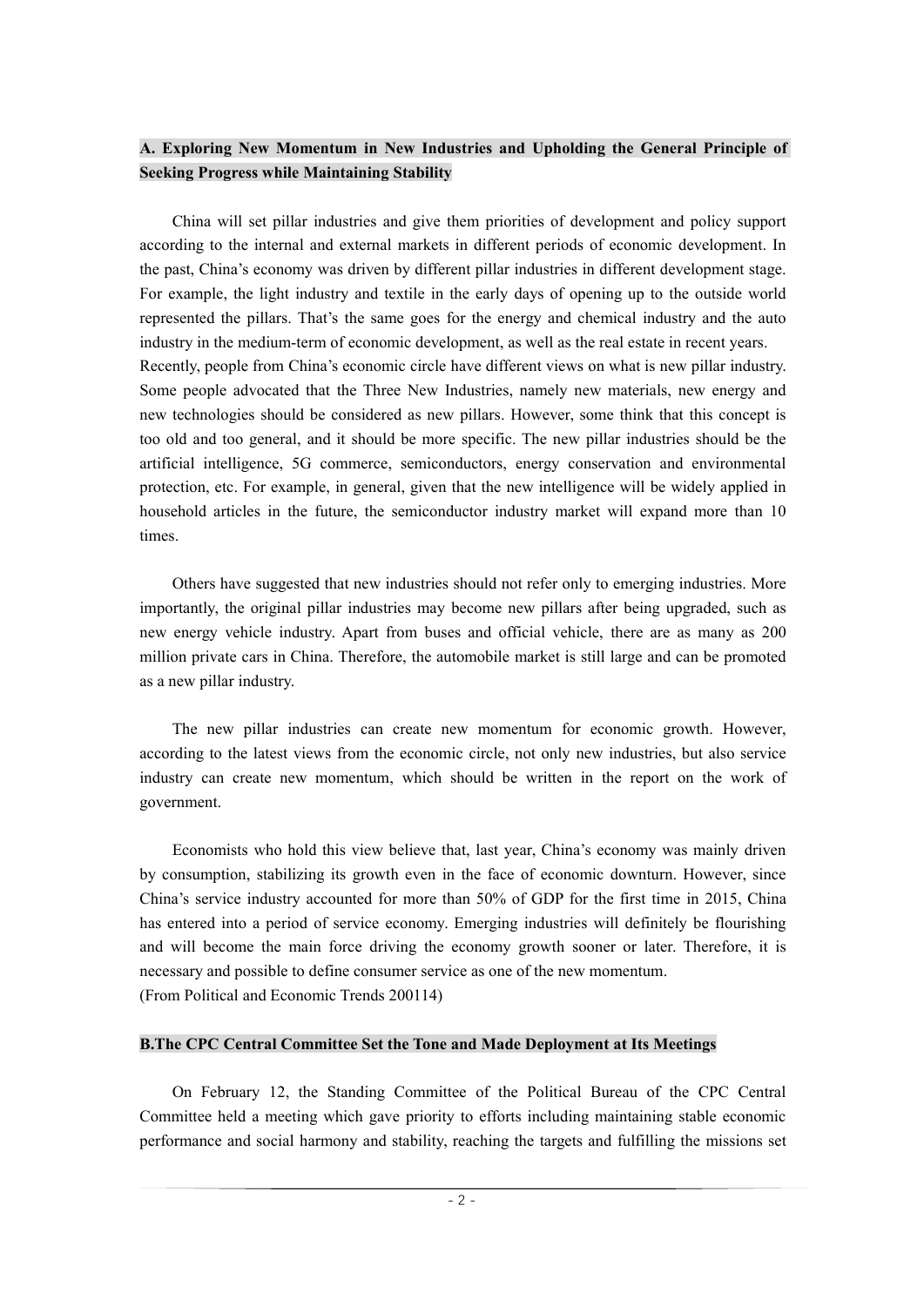**A. Exploring New Momentum in New Industries and Upholding the General Principle of Seeking Progress while Maintaining Stability**

China will set pillar industries and give them priorities of development and policy support according to the internal and external markets in different periods of economic development. In the past, China's economy was driven by different pillar industries in different development stage. For example, the light industry and textile in the early days of opening up to the outside world represented the pillars. That's the same goes for the energy and chemical industry and the auto industry in the medium-term of economic development, as well as the real estate in recent years.
Recently, people from China's economic circle have different views on what is new pillar industry. Some people advocated that the Three New Industries, namely new materials, new energy and new technologies should be considered as new pillars. However, some think that this concept is too old and too general, and it should be more specific. The new pillar industries should be the artificial intelligence, 5G commerce, semiconductors, energy conservation and environmental protection, etc. For example, in general, given that the new intelligence will be widely applied in household articles in the future, the semiconductor industry market will expand more than 10 times.

Others have suggested that new industries should not refer only to emerging industries. More importantly, the original pillar industries may become new pillars after being upgraded, such as new energy vehicle industry. Apart from buses and official vehicle, there are as many as 200 million private cars in China. Therefore, the automobile market is still large and can be promoted as a new pillar industry.

The new pillar industries can create new momentum for economic growth. However, according to the latest views from the economic circle, not only new industries, but also service industry can create new momentum, which should be written in the report on the work of government.

Economists who hold this view believe that, last year, China's economy was mainly driven by consumption, stabilizing its growth even in the face of economic downturn. However, since China's service industry accounted for more than 50% of GDP for the first time in 2015, China has entered into a period of service economy. Emerging industries will definitely be flourishing and will become the main force driving the economy growth sooner or later. Therefore, it is necessary and possible to define consumer service as one of the new momentum.
(From Political and Economic Trends 200114)

**B.The CPC Central Committee Set the Tone and Made Deployment at Its Meetings**

On February 12, the Standing Committee of the Political Bureau of the CPC Central Committee held a meeting which gave priority to efforts including maintaining stable economic performance and social harmony and stability, reaching the targets and fulfilling the missions set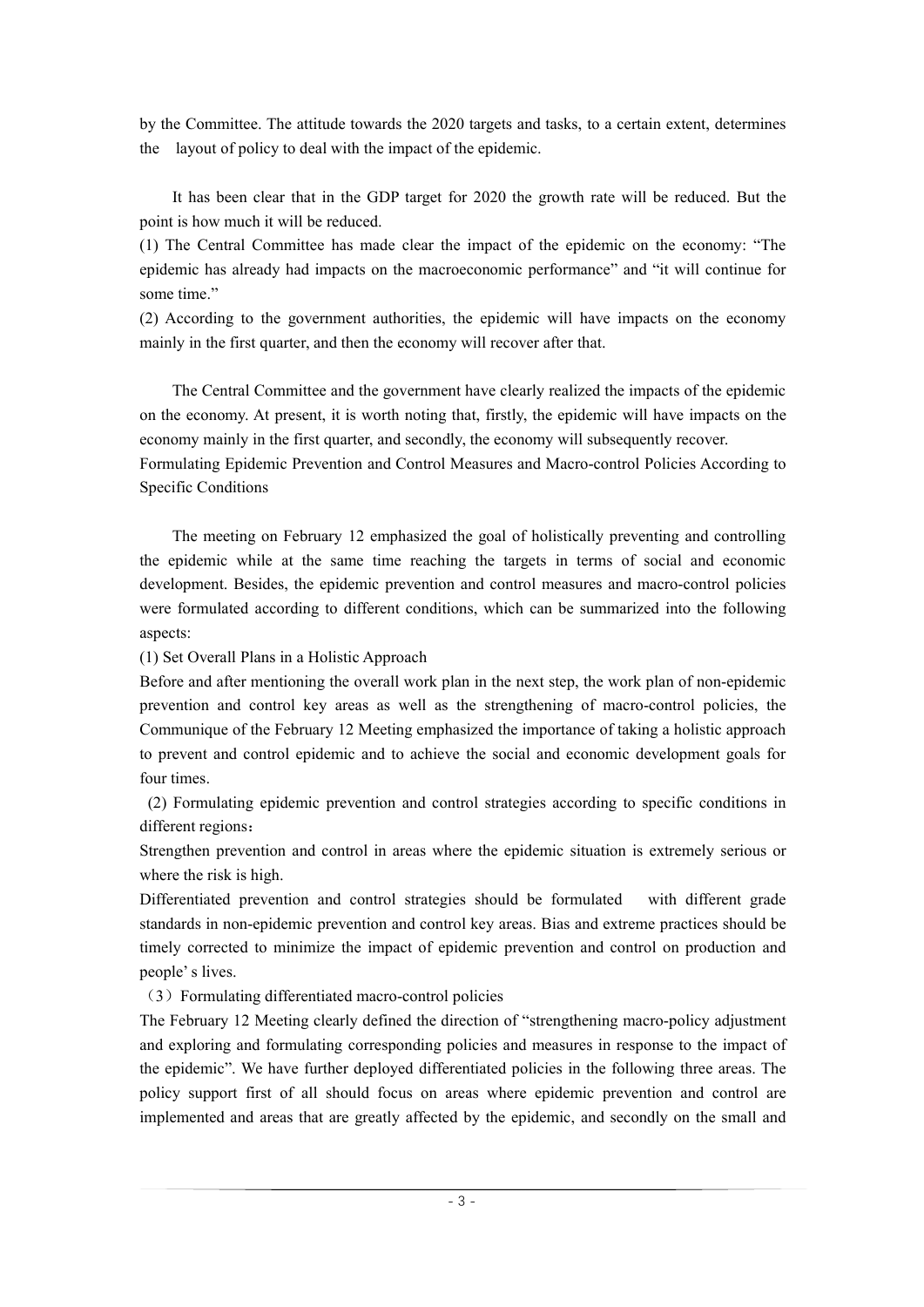by the Committee. The attitude towards the 2020 targets and tasks, to a certain extent, determines the layout of policy to deal with the impact of the epidemic.

It has been clear that in the GDP target for 2020 the growth rate will be reduced. But the point is how much it will be reduced.

(1) The Central Committee has made clear the impact of the epidemic on the economy: "The epidemic has already had impacts on the macroeconomic performance" and "it will continue for some time."

(2) According to the government authorities, the epidemic will have impacts on the economy mainly in the first quarter, and then the economy will recover after that.

The Central Committee and the government have clearly realized the impacts of the epidemic on the economy. At present, it is worth noting that, firstly, the epidemic will have impacts on the economy mainly in the first quarter, and secondly, the economy will subsequently recover.

## Formulating Epidemic Prevention and Control Measures and Macro-control Policies According to Specific Conditions

The meeting on February 12 emphasized the goal of holistically preventing and controlling the epidemic while at the same time reaching the targets in terms of social and economic development. Besides, the epidemic prevention and control measures and macro-control policies were formulated according to different conditions, which can be summarized into the following aspects:

(1) Set Overall Plans in a Holistic Approach

Before and after mentioning the overall work plan in the next step, the work plan of non-epidemic prevention and control key areas as well as the strengthening of macro-control policies, the Communique of the February 12 Meeting emphasized the importance of taking a holistic approach to prevent and control epidemic and to achieve the social and economic development goals for four times.

(2) Formulating epidemic prevention and control strategies according to specific conditions in different regions：

Strengthen prevention and control in areas where the epidemic situation is extremely serious or where the risk is high.

Differentiated prevention and control strategies should be formulated with different grade standards in non-epidemic prevention and control key areas. Bias and extreme practices should be timely corrected to minimize the impact of epidemic prevention and control on production and people's lives.

（3）Formulating differentiated macro-control policies

The February 12 Meeting clearly defined the direction of "strengthening macro-policy adjustment and exploring and formulating corresponding policies and measures in response to the impact of the epidemic". We have further deployed differentiated policies in the following three areas. The policy support first of all should focus on areas where epidemic prevention and control are implemented and areas that are greatly affected by the epidemic, and secondly on the small and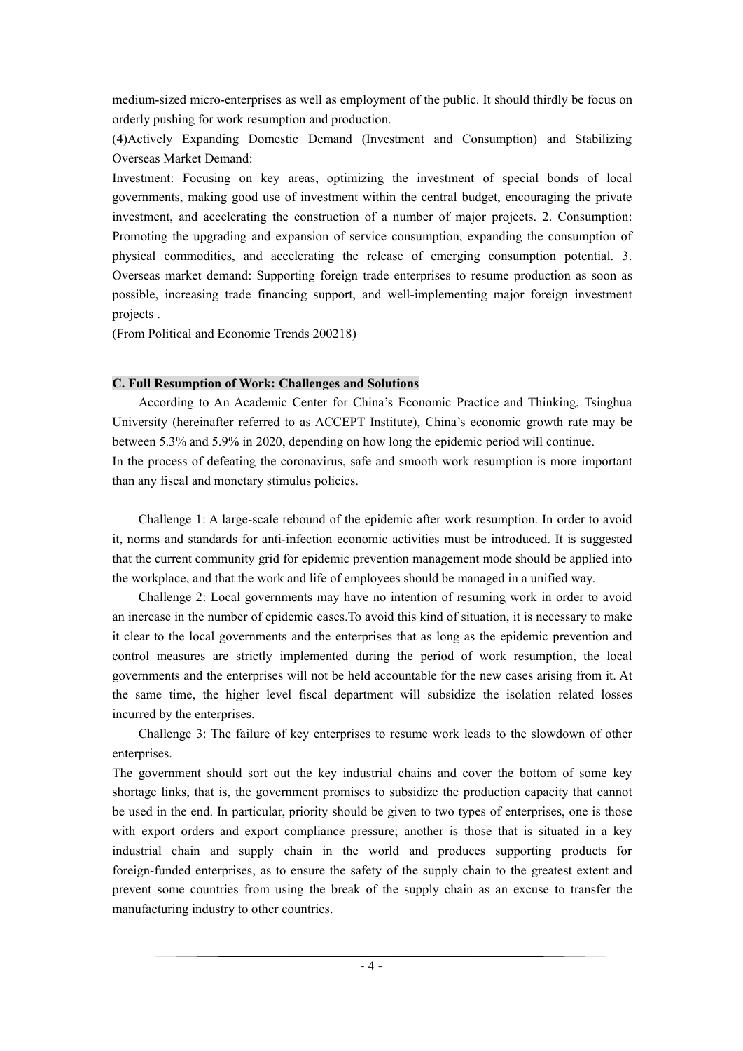medium-sized micro-enterprises as well as employment of the public. It should thirdly be focus on orderly pushing for work resumption and production.

(4)Actively Expanding Domestic Demand (Investment and Consumption) and Stabilizing Overseas Market Demand:

Investment: Focusing on key areas, optimizing the investment of special bonds of local governments, making good use of investment within the central budget, encouraging the private investment, and accelerating the construction of a number of major projects. 2. Consumption: Promoting the upgrading and expansion of service consumption, expanding the consumption of physical commodities, and accelerating the release of emerging consumption potential. 3. Overseas market demand: Supporting foreign trade enterprises to resume production as soon as possible, increasing trade financing support, and well-implementing major foreign investment projects .

(From Political and Economic Trends 200218)

**C. Full Resumption of Work: Challenges and Solutions**

According to An Academic Center for China's Economic Practice and Thinking, Tsinghua University (hereinafter referred to as ACCEPT Institute), China's economic growth rate may be between 5.3% and 5.9% in 2020, depending on how long the epidemic period will continue.

In the process of defeating the coronavirus, safe and smooth work resumption is more important than any fiscal and monetary stimulus policies.

Challenge 1: A large-scale rebound of the epidemic after work resumption. In order to avoid it, norms and standards for anti-infection economic activities must be introduced. It is suggested that the current community grid for epidemic prevention management mode should be applied into the workplace, and that the work and life of employees should be managed in a unified way.

Challenge 2: Local governments may have no intention of resuming work in order to avoid an increase in the number of epidemic cases.To avoid this kind of situation, it is necessary to make it clear to the local governments and the enterprises that as long as the epidemic prevention and control measures are strictly implemented during the period of work resumption, the local governments and the enterprises will not be held accountable for the new cases arising from it. At the same time, the higher level fiscal department will subsidize the isolation related losses incurred by the enterprises.

Challenge 3: The failure of key enterprises to resume work leads to the slowdown of other enterprises.

The government should sort out the key industrial chains and cover the bottom of some key shortage links, that is, the government promises to subsidize the production capacity that cannot be used in the end. In particular, priority should be given to two types of enterprises, one is those with export orders and export compliance pressure; another is those that is situated in a key industrial chain and supply chain in the world and produces supporting products for foreign-funded enterprises, as to ensure the safety of the supply chain to the greatest extent and prevent some countries from using the break of the supply chain as an excuse to transfer the manufacturing industry to other countries.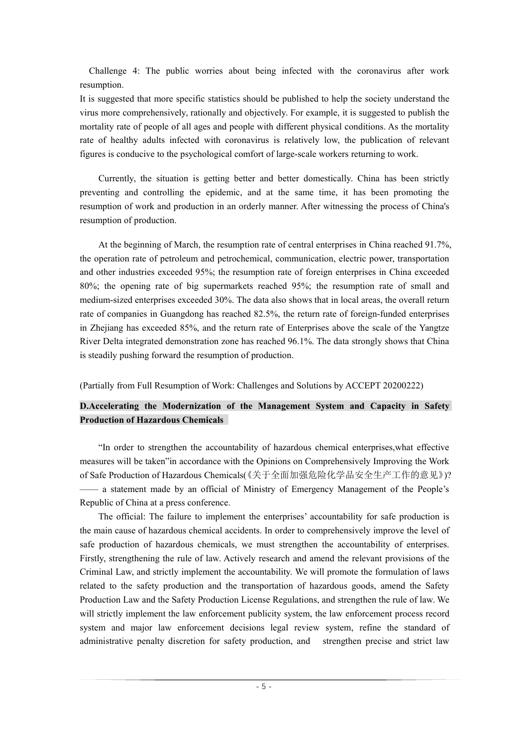Challenge 4: The public worries about being infected with the coronavirus after work resumption.

It is suggested that more specific statistics should be published to help the society understand the virus more comprehensively, rationally and objectively. For example, it is suggested to publish the mortality rate of people of all ages and people with different physical conditions. As the mortality rate of healthy adults infected with coronavirus is relatively low, the publication of relevant figures is conducive to the psychological comfort of large-scale workers returning to work.

Currently, the situation is getting better and better domestically. China has been strictly preventing and controlling the epidemic, and at the same time, it has been promoting the resumption of work and production in an orderly manner. After witnessing the process of China's resumption of production.

At the beginning of March, the resumption rate of central enterprises in China reached 91.7%, the operation rate of petroleum and petrochemical, communication, electric power, transportation and other industries exceeded 95%; the resumption rate of foreign enterprises in China exceeded 80%; the opening rate of big supermarkets reached 95%; the resumption rate of small and medium-sized enterprises exceeded 30%. The data also shows that in local areas, the overall return rate of companies in Guangdong has reached 82.5%, the return rate of foreign-funded enterprises in Zhejiang has exceeded 85%, and the return rate of Enterprises above the scale of the Yangtze River Delta integrated demonstration zone has reached 96.1%. The data strongly shows that China is steadily pushing forward the resumption of production.

(Partially from Full Resumption of Work: Challenges and Solutions by ACCEPT 20200222)

## D.Accelerating the Modernization of the Management System and Capacity in Safety Production of Hazardous Chemicals

"In order to strengthen the accountability of hazardous chemical enterprises,what effective measures will be taken"in accordance with the Opinions on Comprehensively Improving the Work of Safe Production of Hazardous Chemicals(《关于全面加强危险化学品安全生产工作的意见》)? —— a statement made by an official of Ministry of Emergency Management of the People's Republic of China at a press conference.

The official: The failure to implement the enterprises' accountability for safe production is the main cause of hazardous chemical accidents. In order to comprehensively improve the level of safe production of hazardous chemicals, we must strengthen the accountability of enterprises. Firstly, strengthening the rule of law. Actively research and amend the relevant provisions of the Criminal Law, and strictly implement the accountability. We will promote the formulation of laws related to the safety production and the transportation of hazardous goods, amend the Safety Production Law and the Safety Production License Regulations, and strengthen the rule of law. We will strictly implement the law enforcement publicity system, the law enforcement process record system and major law enforcement decisions legal review system, refine the standard of administrative penalty discretion for safety production, and strengthen precise and strict law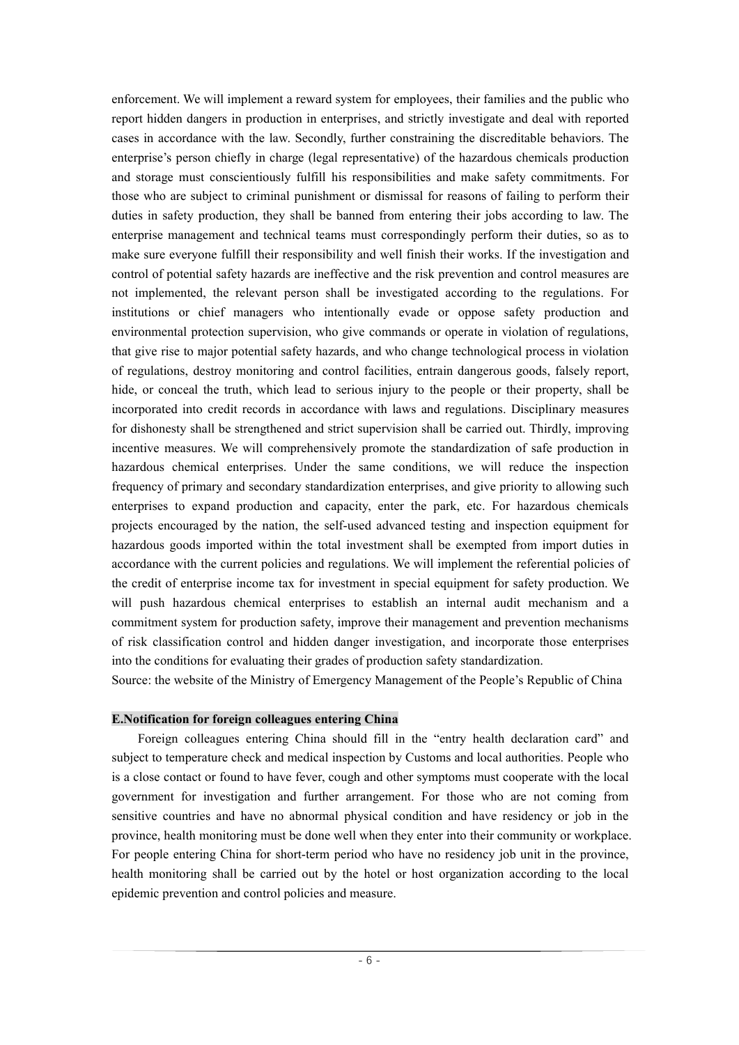enforcement. We will implement a reward system for employees, their families and the public who report hidden dangers in production in enterprises, and strictly investigate and deal with reported cases in accordance with the law. Secondly, further constraining the discreditable behaviors. The enterprise's person chiefly in charge (legal representative) of the hazardous chemicals production and storage must conscientiously fulfill his responsibilities and make safety commitments. For those who are subject to criminal punishment or dismissal for reasons of failing to perform their duties in safety production, they shall be banned from entering their jobs according to law. The enterprise management and technical teams must correspondingly perform their duties, so as to make sure everyone fulfill their responsibility and well finish their works. If the investigation and control of potential safety hazards are ineffective and the risk prevention and control measures are not implemented, the relevant person shall be investigated according to the regulations. For institutions or chief managers who intentionally evade or oppose safety production and environmental protection supervision, who give commands or operate in violation of regulations, that give rise to major potential safety hazards, and who change technological process in violation of regulations, destroy monitoring and control facilities, entrain dangerous goods, falsely report, hide, or conceal the truth, which lead to serious injury to the people or their property, shall be incorporated into credit records in accordance with laws and regulations. Disciplinary measures for dishonesty shall be strengthened and strict supervision shall be carried out. Thirdly, improving incentive measures. We will comprehensively promote the standardization of safe production in hazardous chemical enterprises. Under the same conditions, we will reduce the inspection frequency of primary and secondary standardization enterprises, and give priority to allowing such enterprises to expand production and capacity, enter the park, etc. For hazardous chemicals projects encouraged by the nation, the self-used advanced testing and inspection equipment for hazardous goods imported within the total investment shall be exempted from import duties in accordance with the current policies and regulations. We will implement the referential policies of the credit of enterprise income tax for investment in special equipment for safety production. We will push hazardous chemical enterprises to establish an internal audit mechanism and a commitment system for production safety, improve their management and prevention mechanisms of risk classification control and hidden danger investigation, and incorporate those enterprises into the conditions for evaluating their grades of production safety standardization.

Source: the website of the Ministry of Emergency Management of the People's Republic of China

**E.Notification for foreign colleagues entering China**

Foreign colleagues entering China should fill in the "entry health declaration card" and subject to temperature check and medical inspection by Customs and local authorities. People who is a close contact or found to have fever, cough and other symptoms must cooperate with the local government for investigation and further arrangement. For those who are not coming from sensitive countries and have no abnormal physical condition and have residency or job in the province, health monitoring must be done well when they enter into their community or workplace. For people entering China for short-term period who have no residency job unit in the province, health monitoring shall be carried out by the hotel or host organization according to the local epidemic prevention and control policies and measure.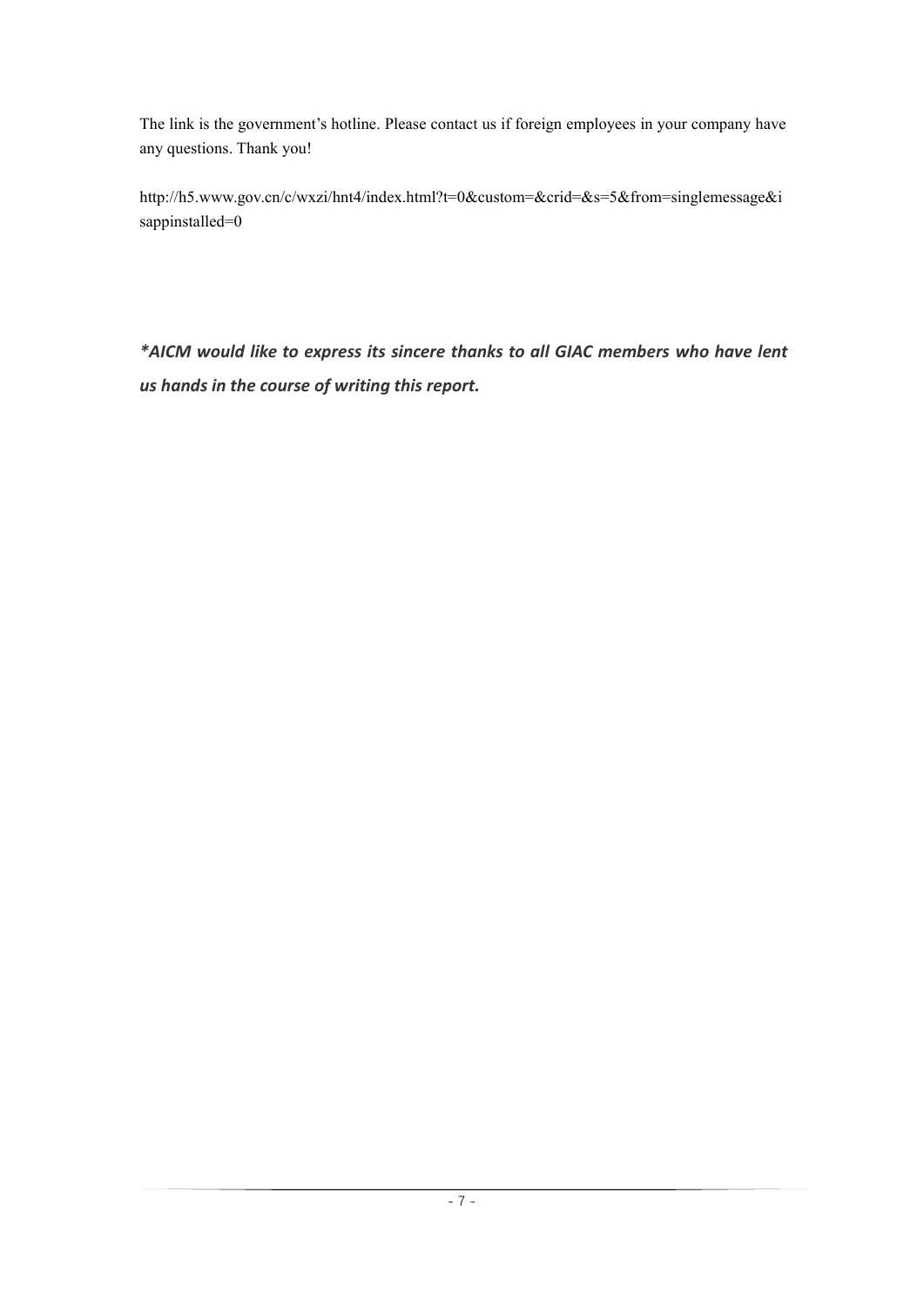The link is the government's hotline. Please contact us if foreign employees in your company have any questions. Thank you!

http://h5.www.gov.cn/c/wxzi/hnt4/index.html?t=0&custom=&crid=&s=5&from=singlemessage&isappinstalled=0

***AICM would like to express its sincere thanks to all GIAC members who have lent us hands in the course of writing this report.***